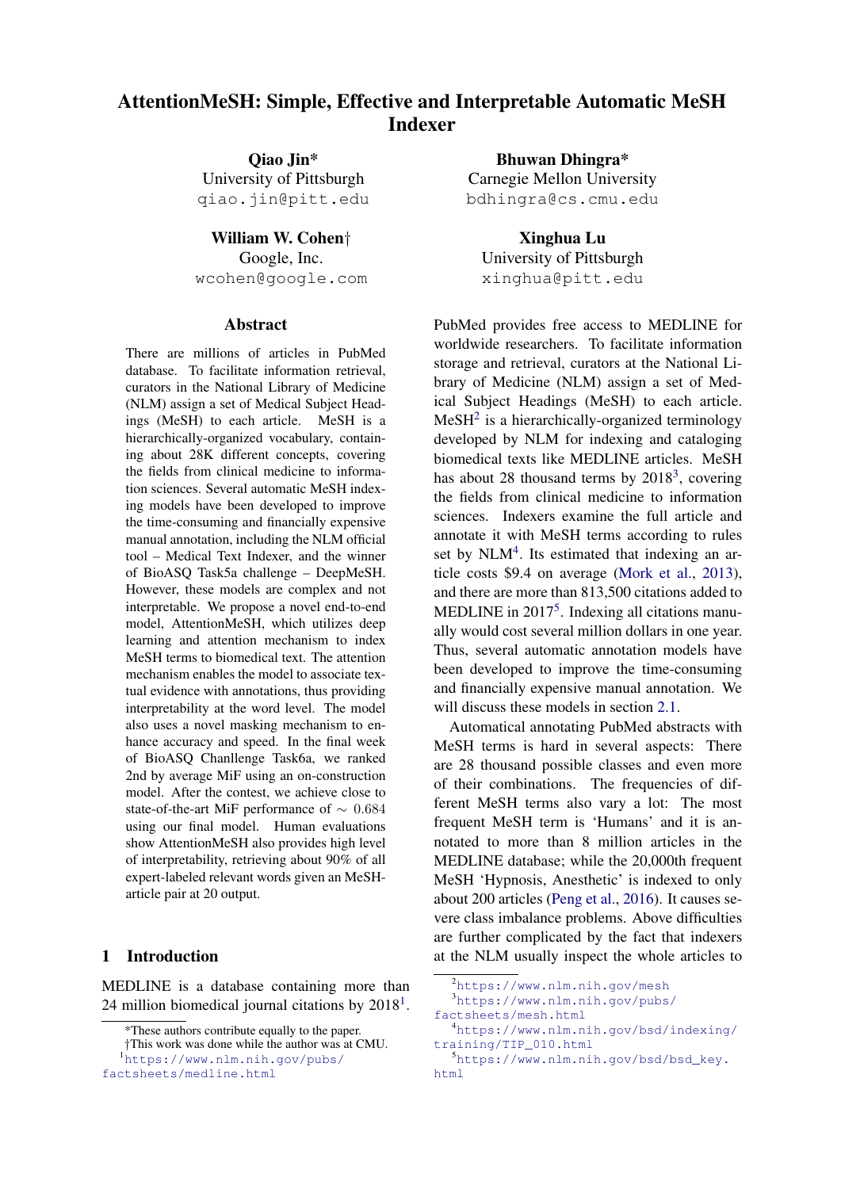# AttentionMeSH: Simple, Effective and Interpretable Automatic MeSH Indexer

**Qiao Jin***
University of Pittsburgh
qiao.jin@pitt.edu

**Bhuwan Dhingra***
Carnegie Mellon University
bdhingra@cs.cmu.edu

**William W. Cohen†**
Google, Inc.
wcohen@google.com

**Xinghua Lu**
University of Pittsburgh
xinghua@pitt.edu

## Abstract

There are millions of articles in PubMed database. To facilitate information retrieval, curators in the National Library of Medicine (NLM) assign a set of Medical Subject Headings (MeSH) to each article. MeSH is a hierarchically-organized vocabulary, containing about 28K different concepts, covering the fields from clinical medicine to information sciences. Several automatic MeSH indexing models have been developed to improve the time-consuming and financially expensive manual annotation, including the NLM official tool – Medical Text Indexer, and the winner of BioASQ Task5a challenge – DeepMeSH. However, these models are complex and not interpretable. We propose a novel end-to-end model, AttentionMeSH, which utilizes deep learning and attention mechanism to index MeSH terms to biomedical text. The attention mechanism enables the model to associate textual evidence with annotations, thus providing interpretability at the word level. The model also uses a novel masking mechanism to enhance accuracy and speed. In the final week of BioASQ Chanllenge Task6a, we ranked 2nd by average MiF using an on-construction model. After the contest, we achieve close to state-of-the-art MiF performance of $\sim 0.684$ using our final model. Human evaluations show AttentionMeSH also provides high level of interpretability, retrieving about 90% of all expert-labeled relevant words given an MeSH-article pair at 20 output.

## 1 Introduction

MEDLINE is a database containing more than 24 million biomedical journal citations by 2018[1]. PubMed provides free access to MEDLINE for worldwide researchers. To facilitate information storage and retrieval, curators at the National Library of Medicine (NLM) assign a set of Medical Subject Headings (MeSH) to each article. MeSH[2] is a hierarchically-organized terminology developed by NLM for indexing and cataloging biomedical texts like MEDLINE articles. MeSH has about 28 thousand terms by 2018[3], covering the fields from clinical medicine to information sciences. Indexers examine the full article and annotate it with MeSH terms according to rules set by NLM[4]. Its estimated that indexing an article costs \$9.4 on average (Mork et al., 2013), and there are more than 813,500 citations added to MEDLINE in 2017[5]. Indexing all citations manually would cost several million dollars in one year. Thus, several automatic annotation models have been developed to improve the time-consuming and financially expensive manual annotation. We will discuss these models in section 2.1.

Automatical annotating PubMed abstracts with MeSH terms is hard in several aspects: There are 28 thousand possible classes and even more of their combinations. The frequencies of different MeSH terms also vary a lot: The most frequent MeSH term is 'Humans' and it is annotated to more than 8 million articles in the MEDLINE database; while the 20,000th frequent MeSH 'Hypnosis, Anesthetic' is indexed to only about 200 articles (Peng et al., 2016). It causes severe class imbalance problems. Above difficulties are further complicated by the fact that indexers at the NLM usually inspect the whole articles to

*These authors contribute equally to the paper.
†This work was done while the author was at CMU.
[1] https://www.nlm.nih.gov/pubs/factsheets/medline.html
[2] https://www.nlm.nih.gov/mesh
[3] https://www.nlm.nih.gov/pubs/factsheets/mesh.html
[4] https://www.nlm.nih.gov/bsd/indexing/training/TIP_010.html
[5] https://www.nlm.nih.gov/bsd/bsd_key.html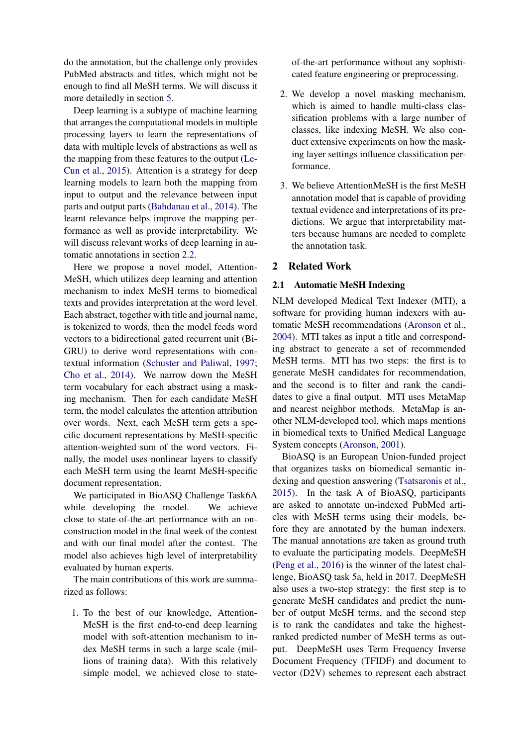do the annotation, but the challenge only provides PubMed abstracts and titles, which might not be enough to find all MeSH terms. We will discuss it more detailedly in section 5.

Deep learning is a subtype of machine learning that arranges the computational models in multiple processing layers to learn the representations of data with multiple levels of abstractions as well as the mapping from these features to the output (LeCun et al., 2015). Attention is a strategy for deep learning models to learn both the mapping from input to output and the relevance between input parts and output parts (Bahdanau et al., 2014). The learnt relevance helps improve the mapping performance as well as provide interpretability. We will discuss relevant works of deep learning in automatic annotations in section 2.2.

Here we propose a novel model, AttentionMeSH, which utilizes deep learning and attention mechanism to index MeSH terms to biomedical texts and provides interpretation at the word level. Each abstract, together with title and journal name, is tokenized to words, then the model feeds word vectors to a bidirectional gated recurrent unit (BiGRU) to derive word representations with contextual information (Schuster and Paliwal, 1997; Cho et al., 2014). We narrow down the MeSH term vocabulary for each abstract using a masking mechanism. Then for each candidate MeSH term, the model calculates the attention attribution over words. Next, each MeSH term gets a specific document representations by MeSH-specific attention-weighted sum of the word vectors. Finally, the model uses nonlinear layers to classify each MeSH term using the learnt MeSH-specific document representation.

We participated in BioASQ Challenge Task6A while developing the model. We achieve close to state-of-the-art performance with an on-construction model in the final week of the contest and with our final model after the contest. The model also achieves high level of interpretability evaluated by human experts.

The main contributions of this work are summarized as follows:

1. To the best of our knowledge, AttentionMeSH is the first end-to-end deep learning model with soft-attention mechanism to index MeSH terms in such a large scale (millions of training data). With this relatively simple model, we achieved close to state-of-the-art performance without any sophisticated feature engineering or preprocessing.

2. We develop a novel masking mechanism, which is aimed to handle multi-class classification problems with a large number of classes, like indexing MeSH. We also conduct extensive experiments on how the masking layer settings influence classification performance.

3. We believe AttentionMeSH is the first MeSH annotation model that is capable of providing textual evidence and interpretations of its predictions. We argue that interpretability matters because humans are needed to complete the annotation task.

## 2 Related Work

### 2.1 Automatic MeSH Indexing

NLM developed Medical Text Indexer (MTI), a software for providing human indexers with automatic MeSH recommendations (Aronson et al., 2004). MTI takes as input a title and corresponding abstract to generate a set of recommended MeSH terms. MTI has two steps: the first is to generate MeSH candidates for recommendation, and the second is to filter and rank the candidates to give a final output. MTI uses MetaMap and nearest neighbor methods. MetaMap is another NLM-developed tool, which maps mentions in biomedical texts to Unified Medical Language System concepts (Aronson, 2001).

BioASQ is an European Union-funded project that organizes tasks on biomedical semantic indexing and question answering (Tsatsaronis et al., 2015). In the task A of BioASQ, participants are asked to annotate un-indexed PubMed articles with MeSH terms using their models, before they are annotated by the human indexers. The manual annotations are taken as ground truth to evaluate the participating models. DeepMeSH (Peng et al., 2016) is the winner of the latest challenge, BioASQ task 5a, held in 2017. DeepMeSH also uses a two-step strategy: the first step is to generate MeSH candidates and predict the number of output MeSH terms, and the second step is to rank the candidates and take the highest-ranked predicted number of MeSH terms as output. DeepMeSH uses Term Frequency Inverse Document Frequency (TFIDF) and document to vector (D2V) schemes to represent each abstract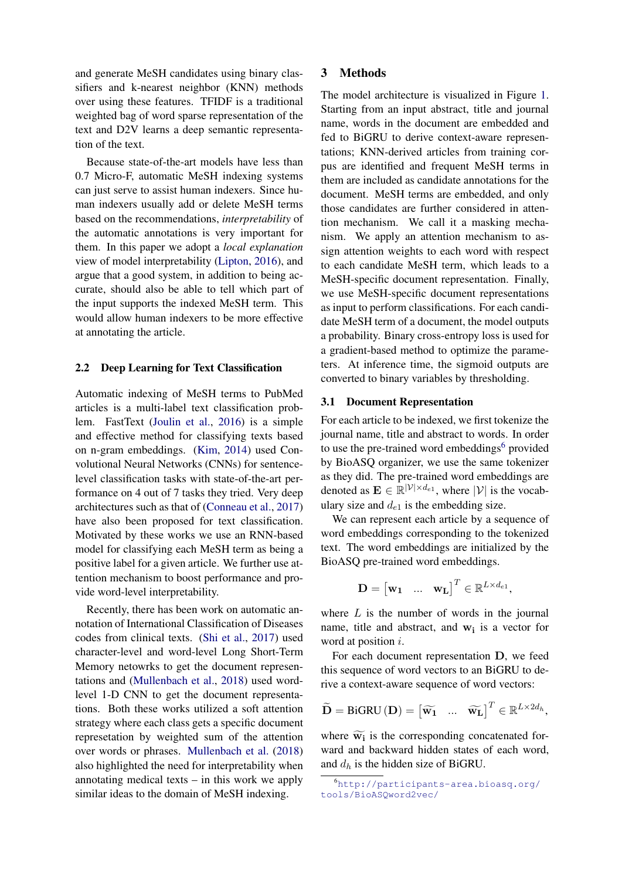and generate MeSH candidates using binary classifiers and k-nearest neighbor (KNN) methods over using these features. TFIDF is a traditional weighted bag of word sparse representation of the text and D2V learns a deep semantic representation of the text.

Because state-of-the-art models have less than 0.7 Micro-F, automatic MeSH indexing systems can just serve to assist human indexers. Since human indexers usually add or delete MeSH terms based on the recommendations, *interpretability* of the automatic annotations is very important for them. In this paper we adopt a *local explanation* view of model interpretability (Lipton, 2016), and argue that a good system, in addition to being accurate, should also be able to tell which part of the input supports the indexed MeSH term. This would allow human indexers to be more effective at annotating the article.

### 2.2 Deep Learning for Text Classification

Automatic indexing of MeSH terms to PubMed articles is a multi-label text classification problem. FastText (Joulin et al., 2016) is a simple and effective method for classifying texts based on n-gram embeddings. (Kim, 2014) used Convolutional Neural Networks (CNNs) for sentence-level classification tasks with state-of-the-art performance on 4 out of 7 tasks they tried. Very deep architectures such as that of (Conneau et al., 2017) have also been proposed for text classification. Motivated by these works we use an RNN-based model for classifying each MeSH term as being a positive label for a given article. We further use attention mechanism to boost performance and provide word-level interpretability.

Recently, there has been work on automatic annotation of International Classification of Diseases codes from clinical texts. (Shi et al., 2017) used character-level and word-level Long Short-Term Memory netowrks to get the document representations and (Mullenbach et al., 2018) used word-level 1-D CNN to get the document representations. Both these works utilized a soft attention strategy where each class gets a specific document represetation by weighted sum of the attention over words or phrases. Mullenbach et al. (2018) also highlighted the need for interpretability when annotating medical texts – in this work we apply similar ideas to the domain of MeSH indexing.

## 3 Methods

The model architecture is visualized in Figure 1. Starting from an input abstract, title and journal name, words in the document are embedded and fed to BiGRU to derive context-aware representations; KNN-derived articles from training corpus are identified and frequent MeSH terms in them are included as candidate annotations for the document. MeSH terms are embedded, and only those candidates are further considered in attention mechanism. We call it a masking mechanism. We apply an attention mechanism to assign attention weights to each word with respect to each candidate MeSH term, which leads to a MeSH-specific document representation. Finally, we use MeSH-specific document representations as input to perform classifications. For each candidate MeSH term of a document, the model outputs a probability. Binary cross-entropy loss is used for a gradient-based method to optimize the parameters. At inference time, the sigmoid outputs are converted to binary variables by thresholding.

### 3.1 Document Representation

For each article to be indexed, we first tokenize the journal name, title and abstract to words. In order to use the pre-trained word embeddings[6] provided by BioASQ organizer, we use the same tokenizer as they did. The pre-trained word embeddings are denoted as $\mathbf{E} \in \mathbb{R}^{|\mathcal{V}| \times d_{e1}}$, where $|\mathcal{V}|$ is the vocabulary size and $d_{e1}$ is the embedding size.

We can represent each article by a sequence of word embeddings corresponding to the tokenized text. The word embeddings are initialized by the BioASQ pre-trained word embeddings.

$$\mathbf{D} = \begin{bmatrix} \mathbf{w_1} & \dots & \mathbf{w_L} \end{bmatrix}^T \in \mathbb{R}^{L \times d_{e1}},$$

where $L$ is the number of words in the journal name, title and abstract, and $\mathbf{w_i}$ is a vector for word at position $i$.

For each document representation $\mathbf{D}$, we feed this sequence of word vectors to an BiGRU to derive a context-aware sequence of word vectors:

$$\widetilde{\mathbf{D}} = \text{BiGRU}\left(\mathbf{D}\right) = \begin{bmatrix} \widetilde{\mathbf{w_1}} & \dots & \widetilde{\mathbf{w_L}} \end{bmatrix}^T \in \mathbb{R}^{L \times 2d_h},$$

where $\widetilde{\mathbf{w_i}}$ is the corresponding concatenated forward and backward hidden states of each word, and $d_h$ is the hidden size of BiGRU.

[6] http://participants-area.bioasq.org/tools/BioASQword2vec/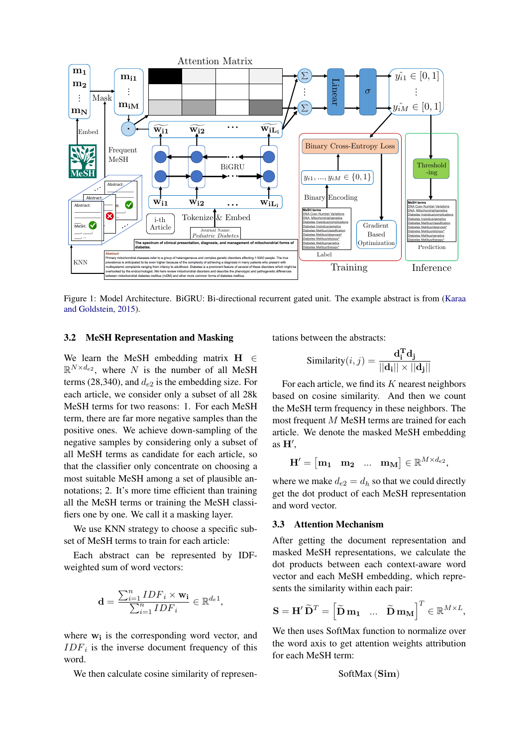Figure 1: Model Architecture. BiGRU: Bi-directional recurrent gated unit. The example abstract is from (Karaa and Goldstein, 2015).

### 3.2 MeSH Representation and Masking

We learn the MeSH embedding matrix $\mathbf{H} \in \mathbb{R}^{N \times d_{e2}}$, where $N$ is the number of all MeSH terms (28,340), and $d_{e2}$ is the embedding size. For each article, we consider only a subset of all 28k MeSH terms for two reasons: 1. For each MeSH term, there are far more negative samples than the positive ones. We achieve down-sampling of the negative samples by considering only a subset of all MeSH terms as candidate for each article, so that the classifier only concentrate on choosing a most suitable MeSH among a set of plausible annotations; 2. It's more time efficient than training all the MeSH terms or training the MeSH classifiers one by one. We call it a masking layer.

We use KNN strategy to choose a specific subset of MeSH terms to train for each article:

Each abstract can be represented by IDF-weighted sum of word vectors:

$$\mathbf{d} = \frac{\sum_{i=1}^{n} IDF_i \times \mathbf{w_i}}{\sum_{i=1}^{n} IDF_i} \in \mathbb{R}^{d_{e1}},$$

where $\mathbf{w_i}$ is the corresponding word vector, and $IDF_i$ is the inverse document frequency of this word.

We then calculate cosine similarity of representations between the abstracts:

$$\text{Similarity}(i, j) = \frac{\mathbf{d_i^T d_j}}{||\mathbf{d_i}|| \times ||\mathbf{d_j}||}$$

For each article, we find its $K$ nearest neighbors based on cosine similarity. And then we count the MeSH term frequency in these neighbors. The most frequent $M$ MeSH terms are trained for each article. We denote the masked MeSH embedding as $\mathbf{H'}$,

$$\mathbf{H'} = \begin{bmatrix} \mathbf{m_1} & \mathbf{m_2} & \ldots & \mathbf{m_M} \end{bmatrix} \in \mathbb{R}^{M \times d_{e2}},$$

where we make $d_{e2} = d_h$ so that we could directly get the dot product of each MeSH representation and word vector.

### 3.3 Attention Mechanism

After getting the document representation and masked MeSH representations, we calculate the dot products between each context-aware word vector and each MeSH embedding, which represents the similarity within each pair:

$$\mathbf{S} = \mathbf{H'} \widetilde{\mathbf{D}}^T = \begin{bmatrix} \widetilde{\mathbf{D}}\,\mathbf{m_1} & \ldots & \widetilde{\mathbf{D}}\,\mathbf{m_M} \end{bmatrix}^T \in \mathbb{R}^{M \times L},$$

We then uses SoftMax function to normalize over the word axis to get attention weights attribution for each MeSH term:

$$\text{SoftMax}\,(\mathbf{Sim})$$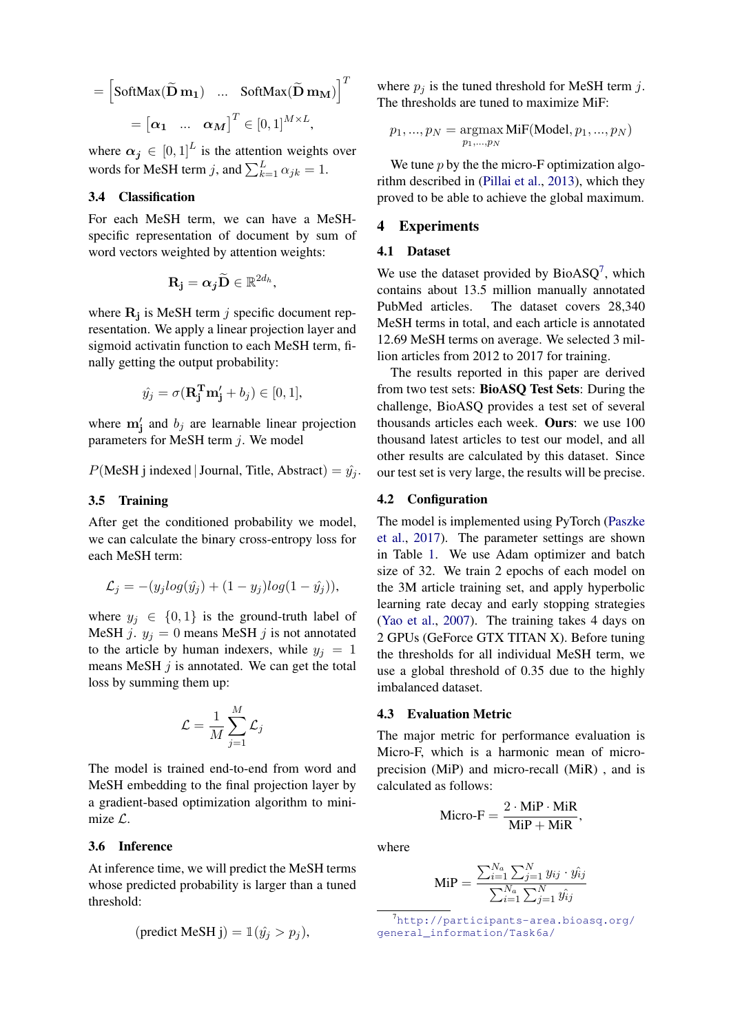$$= \left[ \text{SoftMax}(\widetilde{\mathbf{D}}\,\mathbf{m_1}) \quad ... \quad \text{SoftMax}(\widetilde{\mathbf{D}}\,\mathbf{m_M}) \right]^T$$

$$= \left[ \boldsymbol{\alpha_1} \quad ... \quad \boldsymbol{\alpha_M} \right]^T \in [0,1]^{M \times L},$$

where $\boldsymbol{\alpha_j} \in [0,1]^L$ is the attention weights over words for MeSH term $j$, and $\sum_{k=1}^{L} \alpha_{jk} = 1$.

### 3.4 Classification

For each MeSH term, we can have a MeSH-specific representation of document by sum of word vectors weighted by attention weights:

$$\mathbf{R_j} = \boldsymbol{\alpha_j} \widetilde{\mathbf{D}} \in \mathbb{R}^{2d_h},$$

where $\mathbf{R_j}$ is MeSH term $j$ specific document representation. We apply a linear projection layer and sigmoid activatin function to each MeSH term, finally getting the output probability:

$$\hat{y}_j = \sigma(\mathbf{R_j^T} \mathbf{m'_j} + b_j) \in [0,1],$$

where $\mathbf{m'_j}$ and $b_j$ are learnable linear projection parameters for MeSH term $j$. We model

$$P(\text{MeSH j indexed} \,|\, \text{Journal, Title, Abstract}) = \hat{y}_j.$$

### 3.5 Training

After get the conditioned probability we model, we can calculate the binary cross-entropy loss for each MeSH term:

$$\mathcal{L}_j = -(y_j log(\hat{y}_j) + (1 - y_j) log(1 - \hat{y}_j)),$$

where $y_j \in \{0,1\}$ is the ground-truth label of MeSH $j$. $y_j = 0$ means MeSH $j$ is not annotated to the article by human indexers, while $y_j = 1$ means MeSH $j$ is annotated. We can get the total loss by summing them up:

$$\mathcal{L} = \frac{1}{M} \sum_{j=1}^{M} \mathcal{L}_j$$

The model is trained end-to-end from word and MeSH embedding to the final projection layer by a gradient-based optimization algorithm to minimize $\mathcal{L}$.

### 3.6 Inference

At inference time, we will predict the MeSH terms whose predicted probability is larger than a tuned threshold:

$$(\text{predict MeSH j}) = \mathbb{1}(\hat{y}_j > p_j),$$

where $p_j$ is the tuned threshold for MeSH term $j$. The thresholds are tuned to maximize MiF:

$$p_1, ..., p_N = \underset{p_1,...,p_N}{\text{argmax}}\, \text{MiF}(\text{Model}, p_1, ..., p_N)$$

We tune $p$ by the the micro-F optimization algorithm described in (Pillai et al., 2013), which they proved to be able to achieve the global maximum.

## 4 Experiments

### 4.1 Dataset

We use the dataset provided by BioASQ[7], which contains about 13.5 million manually annotated PubMed articles. The dataset covers 28,340 MeSH terms in total, and each article is annotated 12.69 MeSH terms on average. We selected 3 million articles from 2012 to 2017 for training.

The results reported in this paper are derived from two test sets: **BioASQ Test Sets**: During the challenge, BioASQ provides a test set of several thousands articles each week. **Ours**: we use 100 thousand latest articles to test our model, and all other results are calculated by this dataset. Since our test set is very large, the results will be precise.

### 4.2 Configuration

The model is implemented using PyTorch (Paszke et al., 2017). The parameter settings are shown in Table 1. We use Adam optimizer and batch size of 32. We train 2 epochs of each model on the 3M article training set, and apply hyperbolic learning rate decay and early stopping strategies (Yao et al., 2007). The training takes 4 days on 2 GPUs (GeForce GTX TITAN X). Before tuning the thresholds for all individual MeSH term, we use a global threshold of 0.35 due to the highly imbalanced dataset.

### 4.3 Evaluation Metric

The major metric for performance evaluation is Micro-F, which is a harmonic mean of micro-precision (MiP) and micro-recall (MiR) , and is calculated as follows:

$$\text{Micro-F} = \frac{2 \cdot \text{MiP} \cdot \text{MiR}}{\text{MiP} + \text{MiR}},$$

where

$$\text{MiP} = \frac{\sum_{i=1}^{N_a} \sum_{j=1}^{N} y_{ij} \cdot \hat{y_{ij}}}{\sum_{i=1}^{N_a} \sum_{j=1}^{N} \hat{y_{ij}}}$$

[7] http://participants-area.bioasq.org/general_information/Task6a/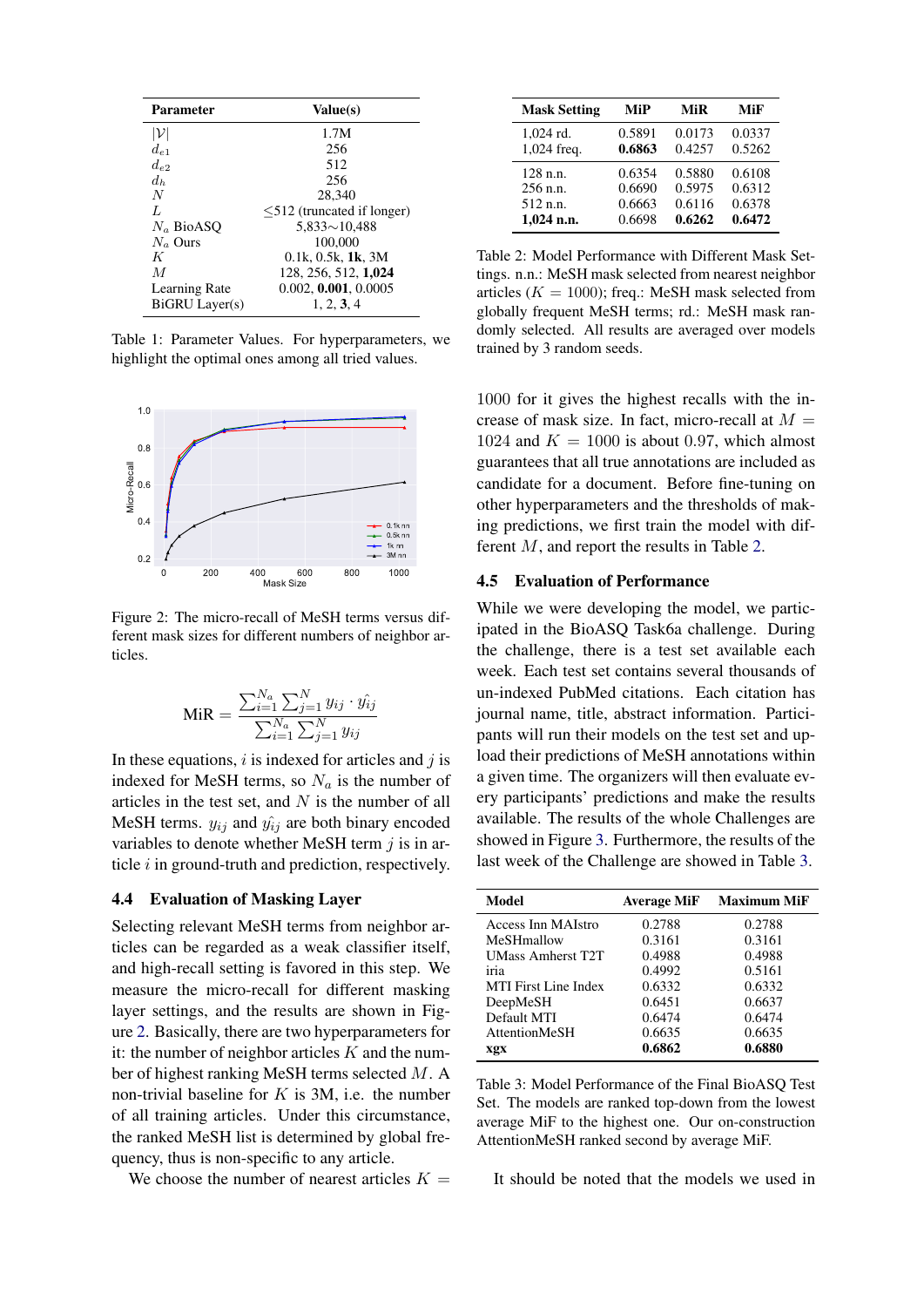| Parameter | Value(s) |
|---|---|
| $\|\mathcal{V}\|$ | 1.7M |
| $d_{e1}$ | 256 |
| $d_{e2}$ | 512 |
| $d_h$ | 256 |
| $N$ | 28,340 |
| $L$ | ≤512 (truncated if longer) |
| $N_a$ BioASQ | 5,833∼10,488 |
| $N_a$ Ours | 100,000 |
| $K$ | 0.1k, 0.5k, **1k**, 3M |
| $M$ | 128, 256, 512, **1,024** |
| Learning Rate | 0.002, **0.001**, 0.0005 |
| BiGRU Layer(s) | 1, 2, **3**, 4 |

Table 1: Parameter Values. For hyperparameters, we highlight the optimal ones among all tried values.

Figure 2: The micro-recall of MeSH terms versus different mask sizes for different numbers of neighbor articles.

$$\text{MiR} = \frac{\sum_{i=1}^{N_a}\sum_{j=1}^{N} y_{ij} \cdot \hat{y_{ij}}}{\sum_{i=1}^{N_a}\sum_{j=1}^{N} y_{ij}}$$

In these equations, $i$ is indexed for articles and $j$ is indexed for MeSH terms, so $N_a$ is the number of articles in the test set, and $N$ is the number of all MeSH terms. $y_{ij}$ and $\hat{y_{ij}}$ are both binary encoded variables to denote whether MeSH term $j$ is in article $i$ in ground-truth and prediction, respectively.

### 4.4 Evaluation of Masking Layer

Selecting relevant MeSH terms from neighbor articles can be regarded as a weak classifier itself, and high-recall setting is favored in this step. We measure the micro-recall for different masking layer settings, and the results are shown in Figure 2. Basically, there are two hyperparameters for it: the number of neighbor articles $K$ and the number of highest ranking MeSH terms selected $M$. A non-trivial baseline for $K$ is 3M, i.e. the number of all training articles. Under this circumstance, the ranked MeSH list is determined by global frequency, thus is non-specific to any article.

We choose the number of nearest articles $K =$ 1000 for it gives the highest recalls with the increase of mask size. In fact, micro-recall at $M =$ 1024 and $K = 1000$ is about 0.97, which almost guarantees that all true annotations are included as candidate for a document. Before fine-tuning on other hyperparameters and the thresholds of making predictions, we first train the model with different $M$, and report the results in Table 2.

| Mask Setting | MiP | MiR | MiF |
|---|---|---|---|
| 1,024 rd. | 0.5891 | 0.0173 | 0.0337 |
| 1,024 freq. | **0.6863** | 0.4257 | 0.5262 |
| 128 n.n. | 0.6354 | 0.5880 | 0.6108 |
| 256 n.n. | 0.6690 | 0.5975 | 0.6312 |
| 512 n.n. | 0.6663 | 0.6116 | 0.6378 |
| **1,024 n.n.** | 0.6698 | **0.6262** | **0.6472** |

Table 2: Model Performance with Different Mask Settings. n.n.: MeSH mask selected from nearest neighbor articles ($K = 1000$); freq.: MeSH mask selected from globally frequent MeSH terms; rd.: MeSH mask randomly selected. All results are averaged over models trained by 3 random seeds.

### 4.5 Evaluation of Performance

While we were developing the model, we participated in the BioASQ Task6a challenge. During the challenge, there is a test set available each week. Each test set contains several thousands of un-indexed PubMed citations. Each citation has journal name, title, abstract information. Participants will run their models on the test set and upload their predictions of MeSH annotations within a given time. The organizers will then evaluate every participants' predictions and make the results available. The results of the whole Challenges are showed in Figure 3. Furthermore, the results of the last week of the Challenge are showed in Table 3.

| Model | Average MiF | Maximum MiF |
|---|---|---|
| Access Inn MAIstro | 0.2788 | 0.2788 |
| MeSHmallow | 0.3161 | 0.3161 |
| UMass Amherst T2T | 0.4988 | 0.4988 |
| iria | 0.4992 | 0.5161 |
| MTI First Line Index | 0.6332 | 0.6332 |
| DeepMeSH | 0.6451 | 0.6637 |
| Default MTI | 0.6474 | 0.6474 |
| AttentionMeSH | 0.6635 | 0.6635 |
| **xgx** | **0.6862** | **0.6880** |

Table 3: Model Performance of the Final BioASQ Test Set. The models are ranked top-down from the lowest average MiF to the highest one. Our on-construction AttentionMeSH ranked second by average MiF.

It should be noted that the models we used in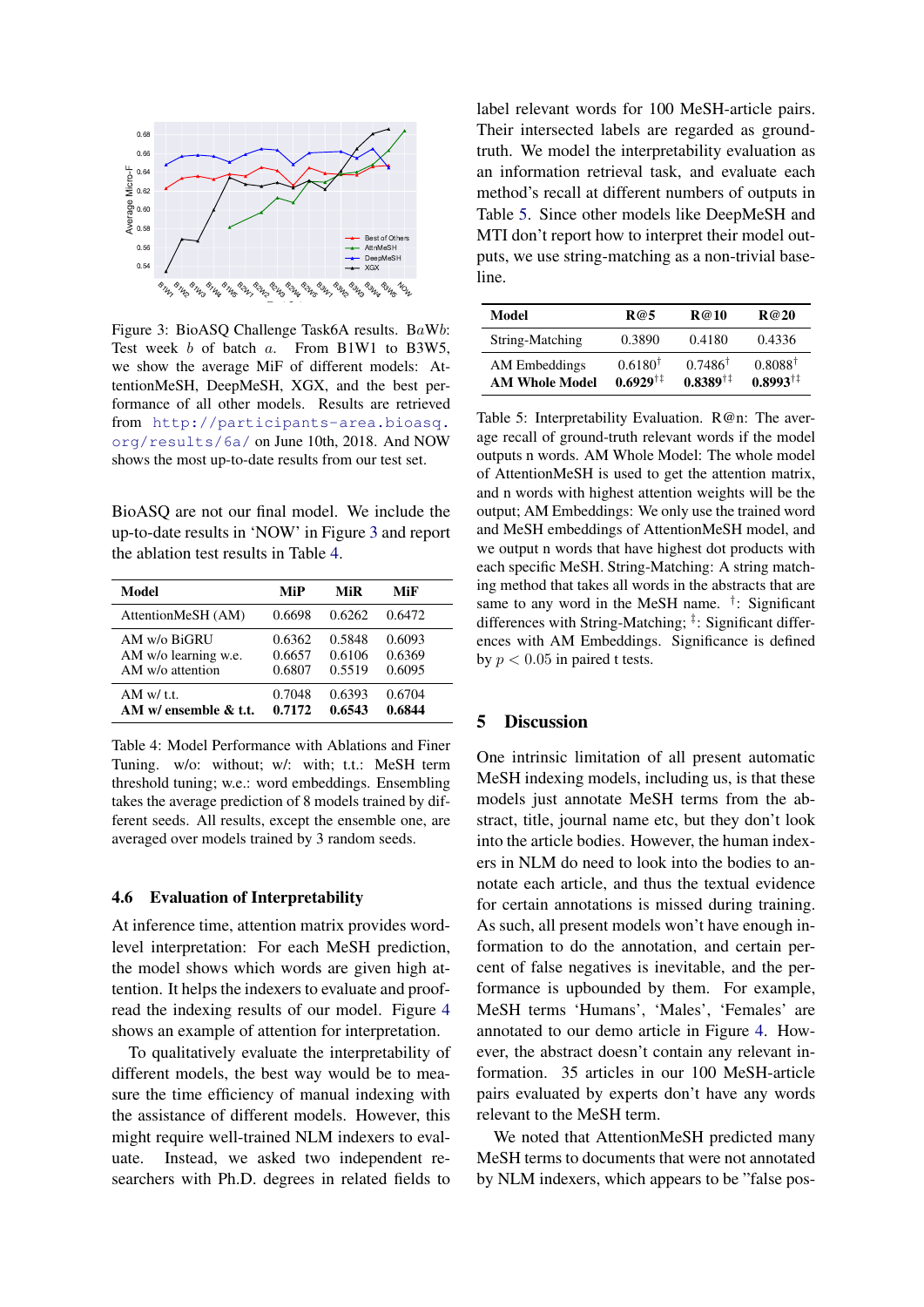Figure 3: BioASQ Challenge Task6A results. B$a$W$b$: Test week $b$ of batch $a$. From B1W1 to B3W5, we show the average MiF of different models: AttentionMeSH, DeepMeSH, XGX, and the best performance of all other models. Results are retrieved from http://participants-area.bioasq.org/results/6a/ on June 10th, 2018. And NOW shows the most up-to-date results from our test set.

BioASQ are not our final model. We include the up-to-date results in 'NOW' in Figure 3 and report the ablation test results in Table 4.

| Model | MiP | MiR | MiF |
|---|---|---|---|
| AttentionMeSH (AM) | 0.6698 | 0.6262 | 0.6472 |
| AM w/o BiGRU | 0.6362 | 0.5848 | 0.6093 |
| AM w/o learning w.e. | 0.6657 | 0.6106 | 0.6369 |
| AM w/o attention | 0.6807 | 0.5519 | 0.6095 |
| AM w/ t.t. | 0.7048 | 0.6393 | 0.6704 |
| **AM w/ ensemble & t.t.** | **0.7172** | **0.6543** | **0.6844** |

Table 4: Model Performance with Ablations and Finer Tuning. w/o: without; w/: with; t.t.: MeSH term threshold tuning; w.e.: word embeddings. Ensembling takes the average prediction of 8 models trained by different seeds. All results, except the ensemble one, are averaged over models trained by 3 random seeds.

### 4.6 Evaluation of Interpretability

At inference time, attention matrix provides word-level interpretation: For each MeSH prediction, the model shows which words are given high attention. It helps the indexers to evaluate and proofread the indexing results of our model. Figure 4 shows an example of attention for interpretation.

To qualitatively evaluate the interpretability of different models, the best way would be to measure the time efficiency of manual indexing with the assistance of different models. However, this might require well-trained NLM indexers to evaluate. Instead, we asked two independent researchers with Ph.D. degrees in related fields to label relevant words for 100 MeSH-article pairs. Their intersected labels are regarded as ground-truth. We model the interpretability evaluation as an information retrieval task, and evaluate each method's recall at different numbers of outputs in Table 5. Since other models like DeepMeSH and MTI don't report how to interpret their model outputs, we use string-matching as a non-trivial baseline.

| Model | R@5 | R@10 | R@20 |
|---|---|---|---|
| String-Matching | 0.3890 | 0.4180 | 0.4336 |
| AM Embeddings | 0.6180$^{\dagger}$ | 0.7486$^{\dagger}$ | 0.8088$^{\dagger}$ |
| **AM Whole Model** | **0.6929**$^{\dagger\ddagger}$ | **0.8389**$^{\dagger\ddagger}$ | **0.8993**$^{\dagger\ddagger}$ |

Table 5: Interpretability Evaluation. R@n: The average recall of ground-truth relevant words if the model outputs n words. AM Whole Model: The whole model of AttentionMeSH is used to get the attention matrix, and n words with highest attention weights will be the output; AM Embeddings: We only use the trained word and MeSH embeddings of AttentionMeSH model, and we output n words that have highest dot products with each specific MeSH. String-Matching: A string matching method that takes all words in the abstracts that are same to any word in the MeSH name. $^{\dagger}$: Significant differences with String-Matching; $^{\ddagger}$: Significant differences with AM Embeddings. Significance is defined by $p < 0.05$ in paired t tests.

## 5 Discussion

One intrinsic limitation of all present automatic MeSH indexing models, including us, is that these models just annotate MeSH terms from the abstract, title, journal name etc, but they don't look into the article bodies. However, the human indexers in NLM do need to look into the bodies to annotate each article, and thus the textual evidence for certain annotations is missed during training. As such, all present models won't have enough information to do the annotation, and certain percent of false negatives is inevitable, and the performance is upbounded by them. For example, MeSH terms 'Humans', 'Males', 'Females' are annotated to our demo article in Figure 4. However, the abstract doesn't contain any relevant information. 35 articles in our 100 MeSH-article pairs evaluated by experts don't have any words relevant to the MeSH term.

We noted that AttentionMeSH predicted many MeSH terms to documents that were not annotated by NLM indexers, which appears to be "false pos-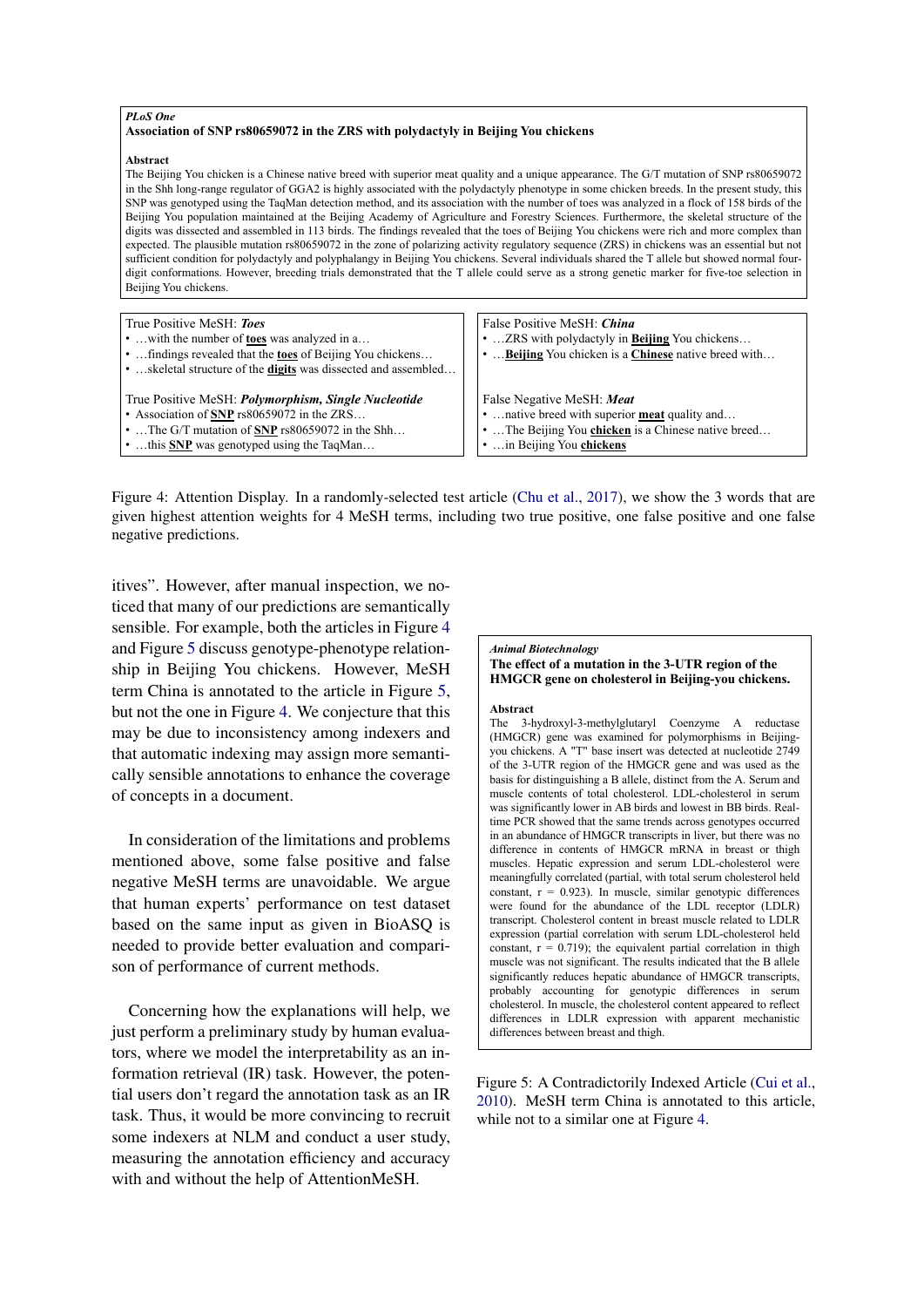*PLoS One*
**Association of SNP rs80659072 in the ZRS with polydactyly in Beijing You chickens**

**Abstract**
The Beijing You chicken is a Chinese native breed with superior meat quality and a unique appearance. The G/T mutation of SNP rs80659072 in the Shh long-range regulator of GGA2 is highly associated with the polydactyly phenotype in some chicken breeds. In the present study, this SNP was genotyped using the TaqMan detection method, and its association with the number of toes was analyzed in a flock of 158 birds of the Beijing You population maintained at the Beijing Academy of Agriculture and Forestry Sciences. Furthermore, the skeletal structure of the digits was dissected and assembled in 113 birds. The findings revealed that the toes of Beijing You chickens were rich and more complex than expected. The plausible mutation rs80659072 in the zone of polarizing activity regulatory sequence (ZRS) in chickens was an essential but not sufficient condition for polydactyly and polyphalangy in Beijing You chickens. Several individuals shared the T allele but showed normal four-digit conformations. However, breeding trials demonstrated that the T allele could serve as a strong genetic marker for five-toe selection in Beijing You chickens.

True Positive MeSH: ***Toes***
- …with the number of **toes** was analyzed in a…
- …findings revealed that the **toes** of Beijing You chickens…
- …skeletal structure of the **digits** was dissected and assembled…

True Positive MeSH: ***Polymorphism, Single Nucleotide***
- Association of **SNP** rs80659072 in the ZRS…
- …The G/T mutation of **SNP** rs80659072 in the Shh…
- …this **SNP** was genotyped using the TaqMan…

False Positive MeSH: ***China***
- …ZRS with polydactyly in **Beijing** You chickens…
- …**Beijing** You chicken is a **Chinese** native breed with…

False Negative MeSH: ***Meat***
- …native breed with superior **meat** quality and…
- …The Beijing You **chicken** is a Chinese native breed…
- …in Beijing You **chickens**

Figure 4: Attention Display. In a randomly-selected test article (Chu et al., 2017), we show the 3 words that are given highest attention weights for 4 MeSH terms, including two true positive, one false positive and one false negative predictions.

itives". However, after manual inspection, we noticed that many of our predictions are semantically sensible. For example, both the articles in Figure 4 and Figure 5 discuss genotype-phenotype relationship in Beijing You chickens. However, MeSH term China is annotated to the article in Figure 5, but not the one in Figure 4. We conjecture that this may be due to inconsistency among indexers and that automatic indexing may assign more semantically sensible annotations to enhance the coverage of concepts in a document.

In consideration of the limitations and problems mentioned above, some false positive and false negative MeSH terms are unavoidable. We argue that human experts' performance on test dataset based on the same input as given in BioASQ is needed to provide better evaluation and comparison of performance of current methods.

Concerning how the explanations will help, we just perform a preliminary study by human evaluators, where we model the interpretability as an information retrieval (IR) task. However, the potential users don't regard the annotation task as an IR task. Thus, it would be more convincing to recruit some indexers at NLM and conduct a user study, measuring the annotation efficiency and accuracy with and without the help of AttentionMeSH.

*Animal Biotechnology*
**The effect of a mutation in the 3-UTR region of the HMGCR gene on cholesterol in Beijing-you chickens.**

**Abstract**
The 3-hydroxyl-3-methylglutaryl Coenzyme A reductase (HMGCR) gene was examined for polymorphisms in Beijing-you chickens. A "T" base insert was detected at nucleotide 2749 of the 3-UTR region of the HMGCR gene and was used as the basis for distinguishing a B allele, distinct from the A. Serum and muscle contents of total cholesterol. LDL-cholesterol in serum was significantly lower in AB birds and lowest in BB birds. Real-time PCR showed that the same trends across genotypes occurred in an abundance of HMGCR transcripts in liver, but there was no difference in contents of HMGCR mRNA in breast or thigh muscles. Hepatic expression and serum LDL-cholesterol were meaningfully correlated (partial, with total serum cholesterol held constant, $r = 0.923$). In muscle, similar genotypic differences were found for the abundance of the LDL receptor (LDLR) transcript. Cholesterol content in breast muscle related to LDLR expression (partial correlation with serum LDL-cholesterol held constant, $r = 0.719$); the equivalent partial correlation in thigh muscle was not significant. The results indicated that the B allele significantly reduces hepatic abundance of HMGCR transcripts, probably accounting for genotypic differences in serum cholesterol. In muscle, the cholesterol content appeared to reflect differences in LDLR expression with apparent mechanistic differences between breast and thigh.

Figure 5: A Contradictorily Indexed Article (Cui et al., 2010). MeSH term China is annotated to this article, while not to a similar one at Figure 4.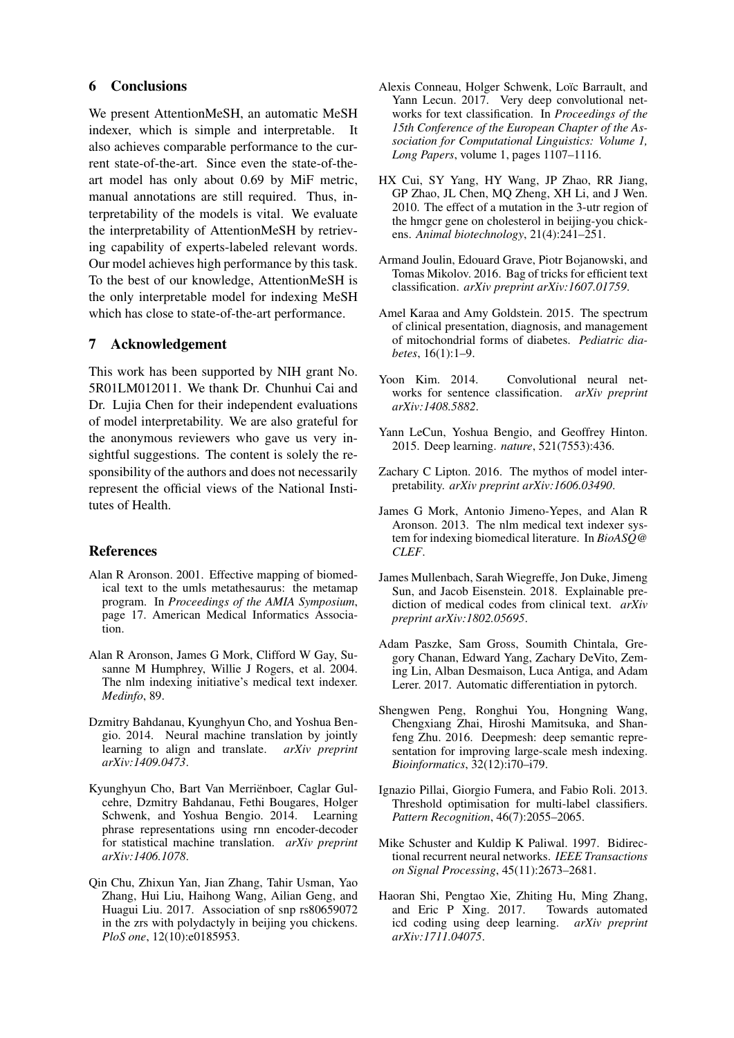## 6 Conclusions

We present AttentionMeSH, an automatic MeSH indexer, which is simple and interpretable. It also achieves comparable performance to the current state-of-the-art. Since even the state-of-the-art model has only about 0.69 by MiF metric, manual annotations are still required. Thus, interpretability of the models is vital. We evaluate the interpretability of AttentionMeSH by retrieving capability of experts-labeled relevant words. Our model achieves high performance by this task. To the best of our knowledge, AttentionMeSH is the only interpretable model for indexing MeSH which has close to state-of-the-art performance.

## 7 Acknowledgement

This work has been supported by NIH grant No. 5R01LM012011. We thank Dr. Chunhui Cai and Dr. Lujia Chen for their independent evaluations of model interpretability. We are also grateful for the anonymous reviewers who gave us very insightful suggestions. The content is solely the responsibility of the authors and does not necessarily represent the official views of the National Institutes of Health.

## References

Alan R Aronson. 2001. Effective mapping of biomedical text to the umls metathesaurus: the metamap program. In *Proceedings of the AMIA Symposium*, page 17. American Medical Informatics Association.

Alan R Aronson, James G Mork, Clifford W Gay, Susanne M Humphrey, Willie J Rogers, et al. 2004. The nlm indexing initiative's medical text indexer. *Medinfo*, 89.

Dzmitry Bahdanau, Kyunghyun Cho, and Yoshua Bengio. 2014. Neural machine translation by jointly learning to align and translate. *arXiv preprint arXiv:1409.0473*.

Kyunghyun Cho, Bart Van Merriënboer, Caglar Gulcehre, Dzmitry Bahdanau, Fethi Bougares, Holger Schwenk, and Yoshua Bengio. 2014. Learning phrase representations using rnn encoder-decoder for statistical machine translation. *arXiv preprint arXiv:1406.1078*.

Qin Chu, Zhixun Yan, Jian Zhang, Tahir Usman, Yao Zhang, Hui Liu, Haihong Wang, Ailian Geng, and Huagui Liu. 2017. Association of snp rs80659072 in the zrs with polydactyly in beijing you chickens. *PloS one*, 12(10):e0185953.

Alexis Conneau, Holger Schwenk, Loïc Barrault, and Yann Lecun. 2017. Very deep convolutional networks for text classification. In *Proceedings of the 15th Conference of the European Chapter of the Association for Computational Linguistics: Volume 1, Long Papers*, volume 1, pages 1107–1116.

HX Cui, SY Yang, HY Wang, JP Zhao, RR Jiang, GP Zhao, JL Chen, MQ Zheng, XH Li, and J Wen. 2010. The effect of a mutation in the 3-utr region of the hmgcr gene on cholesterol in beijing-you chickens. *Animal biotechnology*, 21(4):241–251.

Armand Joulin, Edouard Grave, Piotr Bojanowski, and Tomas Mikolov. 2016. Bag of tricks for efficient text classification. *arXiv preprint arXiv:1607.01759*.

Amel Karaa and Amy Goldstein. 2015. The spectrum of clinical presentation, diagnosis, and management of mitochondrial forms of diabetes. *Pediatric diabetes*, 16(1):1–9.

Yoon Kim. 2014. Convolutional neural networks for sentence classification. *arXiv preprint arXiv:1408.5882*.

Yann LeCun, Yoshua Bengio, and Geoffrey Hinton. 2015. Deep learning. *nature*, 521(7553):436.

Zachary C Lipton. 2016. The mythos of model interpretability. *arXiv preprint arXiv:1606.03490*.

James G Mork, Antonio Jimeno-Yepes, and Alan R Aronson. 2013. The nlm medical text indexer system for indexing biomedical literature. In *BioASQ@ CLEF*.

James Mullenbach, Sarah Wiegreffe, Jon Duke, Jimeng Sun, and Jacob Eisenstein. 2018. Explainable prediction of medical codes from clinical text. *arXiv preprint arXiv:1802.05695*.

Adam Paszke, Sam Gross, Soumith Chintala, Gregory Chanan, Edward Yang, Zachary DeVito, Zeming Lin, Alban Desmaison, Luca Antiga, and Adam Lerer. 2017. Automatic differentiation in pytorch.

Shengwen Peng, Ronghui You, Hongning Wang, Chengxiang Zhai, Hiroshi Mamitsuka, and Shanfeng Zhu. 2016. Deepmesh: deep semantic representation for improving large-scale mesh indexing. *Bioinformatics*, 32(12):i70–i79.

Ignazio Pillai, Giorgio Fumera, and Fabio Roli. 2013. Threshold optimisation for multi-label classifiers. *Pattern Recognition*, 46(7):2055–2065.

Mike Schuster and Kuldip K Paliwal. 1997. Bidirectional recurrent neural networks. *IEEE Transactions on Signal Processing*, 45(11):2673–2681.

Haoran Shi, Pengtao Xie, Zhiting Hu, Ming Zhang, and Eric P Xing. 2017. Towards automated icd coding using deep learning. *arXiv preprint arXiv:1711.04075*.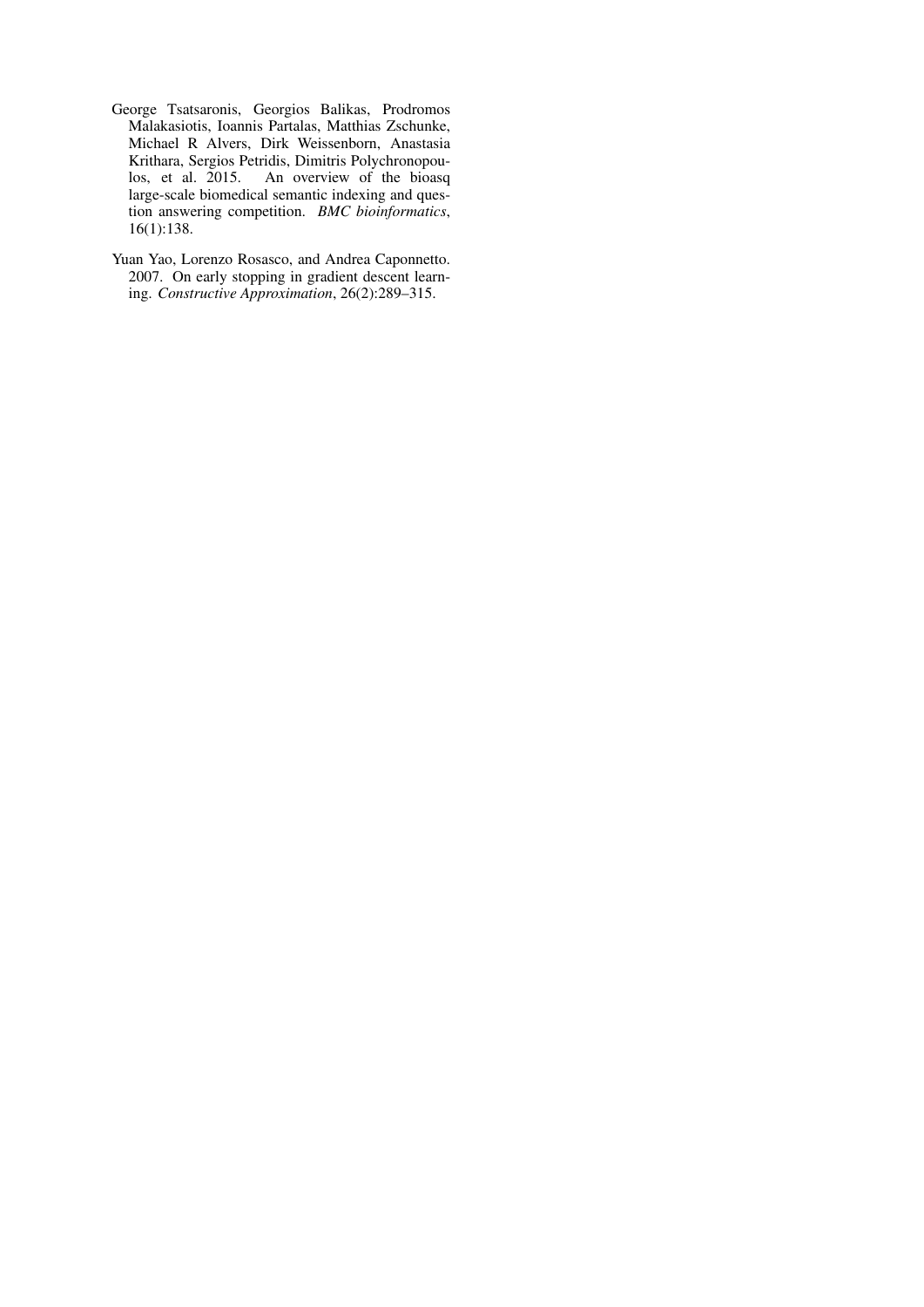George Tsatsaronis, Georgios Balikas, Prodromos Malakasiotis, Ioannis Partalas, Matthias Zschunke, Michael R Alvers, Dirk Weissenborn, Anastasia Krithara, Sergios Petridis, Dimitris Polychronopoulos, et al. 2015. An overview of the bioasq large-scale biomedical semantic indexing and question answering competition. *BMC bioinformatics*, 16(1):138.

Yuan Yao, Lorenzo Rosasco, and Andrea Caponnetto. 2007. On early stopping in gradient descent learning. *Constructive Approximation*, 26(2):289–315.